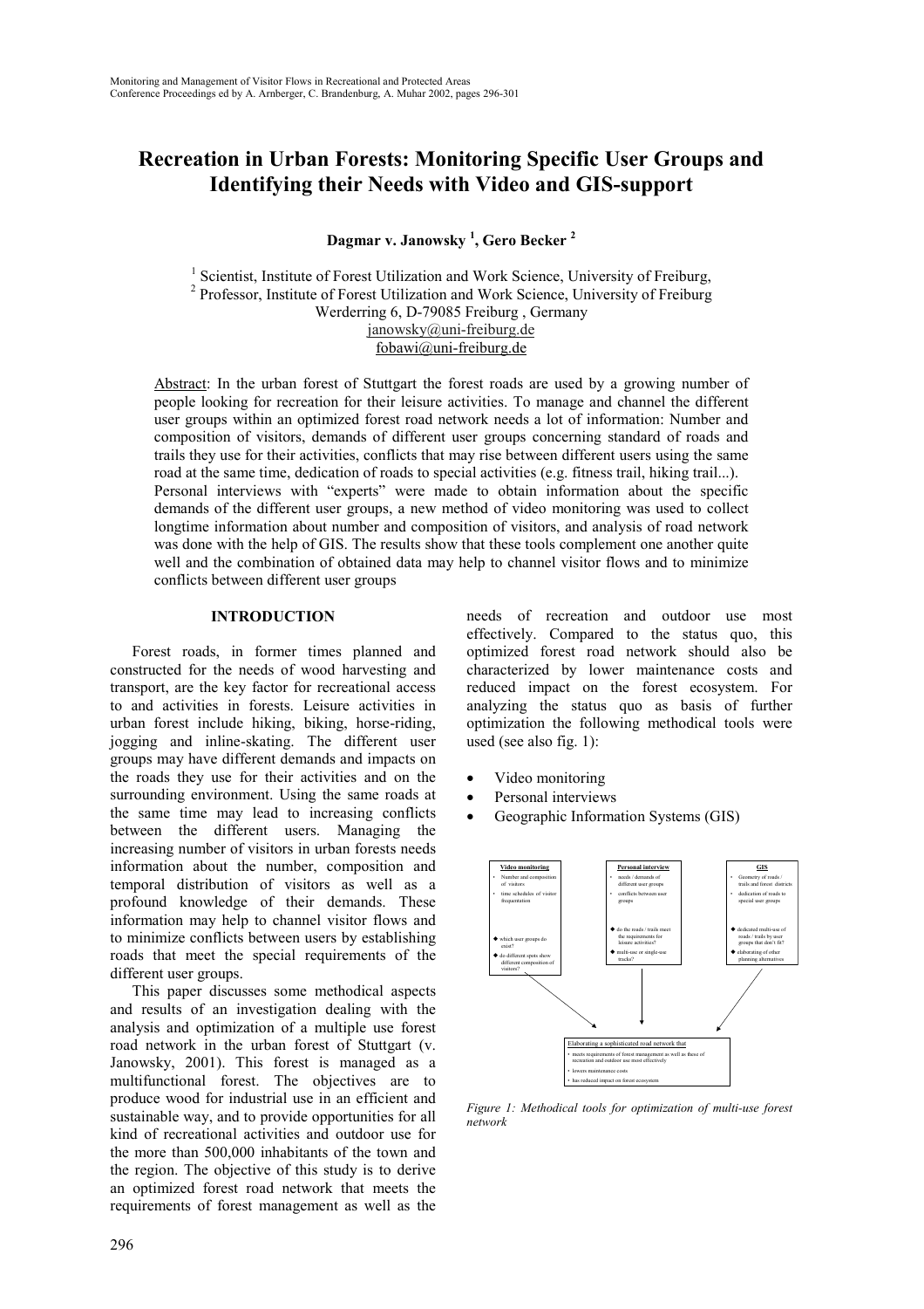# Recreation in Urban Forests: Monitoring Specific User Groups and Identifying their Needs with Video and GIS-support

**Dagmar v. Janowsky [1], Gero Becker [2]**

[1] Scientist, Institute of Forest Utilization and Work Science, University of Freiburg,
[2] Professor, Institute of Forest Utilization and Work Science, University of Freiburg
Werderring 6, D-79085 Freiburg , Germany
janowsky@uni-freiburg.de
fobawi@uni-freiburg.de

Abstract: In the urban forest of Stuttgart the forest roads are used by a growing number of people looking for recreation for their leisure activities. To manage and channel the different user groups within an optimized forest road network needs a lot of information: Number and composition of visitors, demands of different user groups concerning standard of roads and trails they use for their activities, conflicts that may rise between different users using the same road at the same time, dedication of roads to special activities (e.g. fitness trail, hiking trail...). Personal interviews with "experts" were made to obtain information about the specific demands of the different user groups, a new method of video monitoring was used to collect longtime information about number and composition of visitors, and analysis of road network was done with the help of GIS. The results show that these tools complement one another quite well and the combination of obtained data may help to channel visitor flows and to minimize conflicts between different user groups

## INTRODUCTION

Forest roads, in former times planned and constructed for the needs of wood harvesting and transport, are the key factor for recreational access to and activities in forests. Leisure activities in urban forest include hiking, biking, horse-riding, jogging and inline-skating. The different user groups may have different demands and impacts on the roads they use for their activities and on the surrounding environment. Using the same roads at the same time may lead to increasing conflicts between the different users. Managing the increasing number of visitors in urban forests needs information about the number, composition and temporal distribution of visitors as well as a profound knowledge of their demands. These information may help to channel visitor flows and to minimize conflicts between users by establishing roads that meet the special requirements of the different user groups.

This paper discusses some methodical aspects and results of an investigation dealing with the analysis and optimization of a multiple use forest road network in the urban forest of Stuttgart (v. Janowsky, 2001). This forest is managed as a multifunctional forest. The objectives are to produce wood for industrial use in an efficient and sustainable way, and to provide opportunities for all kind of recreational activities and outdoor use for the more than 500,000 inhabitants of the town and the region. The objective of this study is to derive an optimized forest road network that meets the requirements of forest management as well as the needs of recreation and outdoor use most effectively. Compared to the status quo, this optimized forest road network should also be characterized by lower maintenance costs and reduced impact on the forest ecosystem. For analyzing the status quo as basis of further optimization the following methodical tools were used (see also fig. 1):

- Video monitoring
- Personal interviews
- Geographic Information Systems (GIS)

**Video monitoring**
- Number and composition of visitors
- time schedules of visitor frequentation
- ◆ which user groups do exist?
- ◆ do different spots show different composition of visitors?

**Personal interview**
- needs / demands of different user groups
- conflicts between user groups
- ◆ do the roads / trails meet the requirements for leisure activities?
- ◆ multi-use or single-use tracks?

**GIS**
- Geometry of roads / trails and forest districts
- dedication of roads to special user groups
- ◆ dedicated multi-use of roads / trails by user groups that don't fit?
- ◆ elaborating of other planning alternatives

Elaborating a sophisticated road network that
- meets requirements of forest management as well as these of recreation and outdoor use most effectively
- lowers maintenance costs
- has reduced impact on forest ecosystem

*Figure 1: Methodical tools for optimization of multi-use forest network*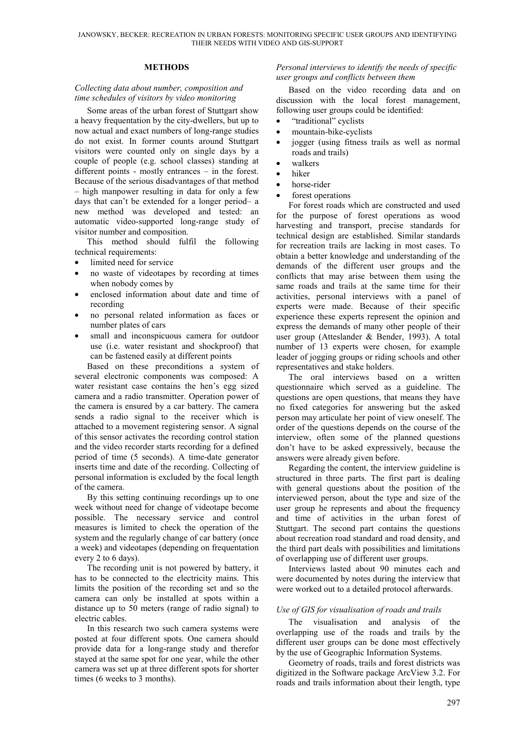## METHODS

### *Collecting data about number, composition and time schedules of visitors by video monitoring*

Some areas of the urban forest of Stuttgart show a heavy frequentation by the city-dwellers, but up to now actual and exact numbers of long-range studies do not exist. In former counts around Stuttgart visitors were counted only on single days by a couple of people (e.g. school classes) standing at different points - mostly entrances – in the forest. Because of the serious disadvantages of that method – high manpower resulting in data for only a few days that can't be extended for a longer period– a new method was developed and tested: an automatic video-supported long-range study of visitor number and composition.

This method should fulfil the following technical requirements:

- limited need for service
- no waste of videotapes by recording at times when nobody comes by
- enclosed information about date and time of recording
- no personal related information as faces or number plates of cars
- small and inconspicuous camera for outdoor use (i.e. water resistant and shockproof) that can be fastened easily at different points

Based on these preconditions a system of several electronic components was composed: A water resistant case contains the hen's egg sized camera and a radio transmitter. Operation power of the camera is ensured by a car battery. The camera sends a radio signal to the receiver which is attached to a movement registering sensor. A signal of this sensor activates the recording control station and the video recorder starts recording for a defined period of time (5 seconds). A time-date generator inserts time and date of the recording. Collecting of personal information is excluded by the focal length of the camera.

By this setting continuing recordings up to one week without need for change of videotape become possible. The necessary service and control measures is limited to check the operation of the system and the regularly change of car battery (once a week) and videotapes (depending on frequentation every 2 to 6 days).

The recording unit is not powered by battery, it has to be connected to the electricity mains. This limits the position of the recording set and so the camera can only be installed at spots within a distance up to 50 meters (range of radio signal) to electric cables.

In this research two such camera systems were posted at four different spots. One camera should provide data for a long-range study and therefor stayed at the same spot for one year, while the other camera was set up at three different spots for shorter times (6 weeks to 3 months).

### *Personal interviews to identify the needs of specific user groups and conflicts between them*

Based on the video recording data and on discussion with the local forest management, following user groups could be identified:

- "traditional" cyclists
- mountain-bike-cyclists
- jogger (using fitness trails as well as normal roads and trails)
- walkers
- hiker
- horse-rider
- forest operations

For forest roads which are constructed and used for the purpose of forest operations as wood harvesting and transport, precise standards for technical design are established. Similar standards for recreation trails are lacking in most cases. To obtain a better knowledge and understanding of the demands of the different user groups and the conflicts that may arise between them using the same roads and trails at the same time for their activities, personal interviews with a panel of experts were made. Because of their specific experience these experts represent the opinion and express the demands of many other people of their user group (Atteslander & Bender, 1993). A total number of 13 experts were chosen, for example leader of jogging groups or riding schools and other representatives and stake holders.

The oral interviews based on a written questionnaire which served as a guideline. The questions are open questions, that means they have no fixed categories for answering but the asked person may articulate her point of view oneself. The order of the questions depends on the course of the interview, often some of the planned questions don't have to be asked expressively, because the answers were already given before.

Regarding the content, the interview guideline is structured in three parts. The first part is dealing with general questions about the position of the interviewed person, about the type and size of the user group he represents and about the frequency and time of activities in the urban forest of Stuttgart. The second part contains the questions about recreation road standard and road density, and the third part deals with possibilities and limitations of overlapping use of different user groups.

Interviews lasted about 90 minutes each and were documented by notes during the interview that were worked out to a detailed protocol afterwards.

### *Use of GIS for visualisation of roads and trails*

The visualisation and analysis of the overlapping use of the roads and trails by the different user groups can be done most effectively by the use of Geographic Information Systems.

Geometry of roads, trails and forest districts was digitized in the Software package ArcView 3.2. For roads and trails information about their length, type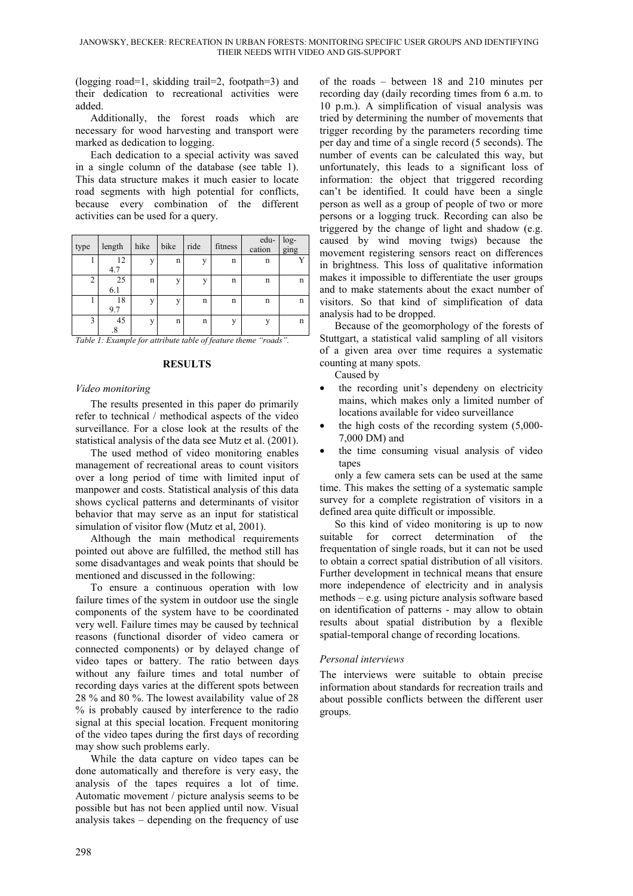(logging road=1, skidding trail=2, footpath=3) and their dedication to recreational activities were added.

Additionally, the forest roads which are necessary for wood harvesting and transport were marked as dedication to logging.

Each dedication to a special activity was saved in a single column of the database (see table 1). This data structure makes it much easier to locate road segments with high potential for conflicts, because every combination of the different activities can be used for a query.

| type | length | hike | bike | ride | fitness | edu-cation | log-ging |
|---|---|---|---|---|---|---|---|
| 1 | 124.7 | y | n | y | n | n | Y |
| 2 | 256.1 | n | y | y | n | n | n |
| 1 | 189.7 | y | y | n | n | n | n |
| 3 | 45.8 | y | n | n | y | y | n |

*Table 1: Example for attribute table of feature theme "roads".*

## RESULTS

### *Video monitoring*

The results presented in this paper do primarily refer to technical / methodical aspects of the video surveillance. For a close look at the results of the statistical analysis of the data see Mutz et al. (2001).

The used method of video monitoring enables management of recreational areas to count visitors over a long period of time with limited input of manpower and costs. Statistical analysis of this data shows cyclical patterns and determinants of visitor behavior that may serve as an input for statistical simulation of visitor flow (Mutz et al, 2001).

Although the main methodical requirements pointed out above are fulfilled, the method still has some disadvantages and weak points that should be mentioned and discussed in the following:

To ensure a continuous operation with low failure times of the system in outdoor use the single components of the system have to be coordinated very well. Failure times may be caused by technical reasons (functional disorder of video camera or connected components) or by delayed change of video tapes or battery. The ratio between days without any failure times and total number of recording days varies at the different spots between 28 % and 80 %. The lowest availability value of 28 % is probably caused by interference to the radio signal at this special location. Frequent monitoring of the video tapes during the first days of recording may show such problems early.

While the data capture on video tapes can be done automatically and therefore is very easy, the analysis of the tapes requires a lot of time. Automatic movement / picture analysis seems to be possible but has not been applied until now. Visual analysis takes – depending on the frequency of use of the roads – between 18 and 210 minutes per recording day (daily recording times from 6 a.m. to 10 p.m.). A simplification of visual analysis was tried by determining the number of movements that trigger recording by the parameters recording time per day and time of a single record (5 seconds). The number of events can be calculated this way, but unfortunately, this leads to a significant loss of information: the object that triggered recording can't be identified. It could have been a single person as well as a group of people of two or more persons or a logging truck. Recording can also be triggered by the change of light and shadow (e.g. caused by wind moving twigs) because the movement registering sensors react on differences in brightness. This loss of qualitative information makes it impossible to differentiate the user groups and to make statements about the exact number of visitors. So that kind of simplification of data analysis had to be dropped.

Because of the geomorphology of the forests of Stuttgart, a statistical valid sampling of all visitors of a given area over time requires a systematic counting at many spots.

Caused by

- the recording unit's dependeny on electricity mains, which makes only a limited number of locations available for video surveillance
- the high costs of the recording system (5,000-7,000 DM) and
- the time consuming visual analysis of video tapes

only a few camera sets can be used at the same time. This makes the setting of a systematic sample survey for a complete registration of visitors in a defined area quite difficult or impossible.

So this kind of video monitoring is up to now suitable for correct determination of the frequentation of single roads, but it can not be used to obtain a correct spatial distribution of all visitors. Further development in technical means that ensure more independence of electricity and in analysis methods – e.g. using picture analysis software based on identification of patterns - may allow to obtain results about spatial distribution by a flexible spatial-temporal change of recording locations.

### *Personal interviews*

The interviews were suitable to obtain precise information about standards for recreation trails and about possible conflicts between the different user groups.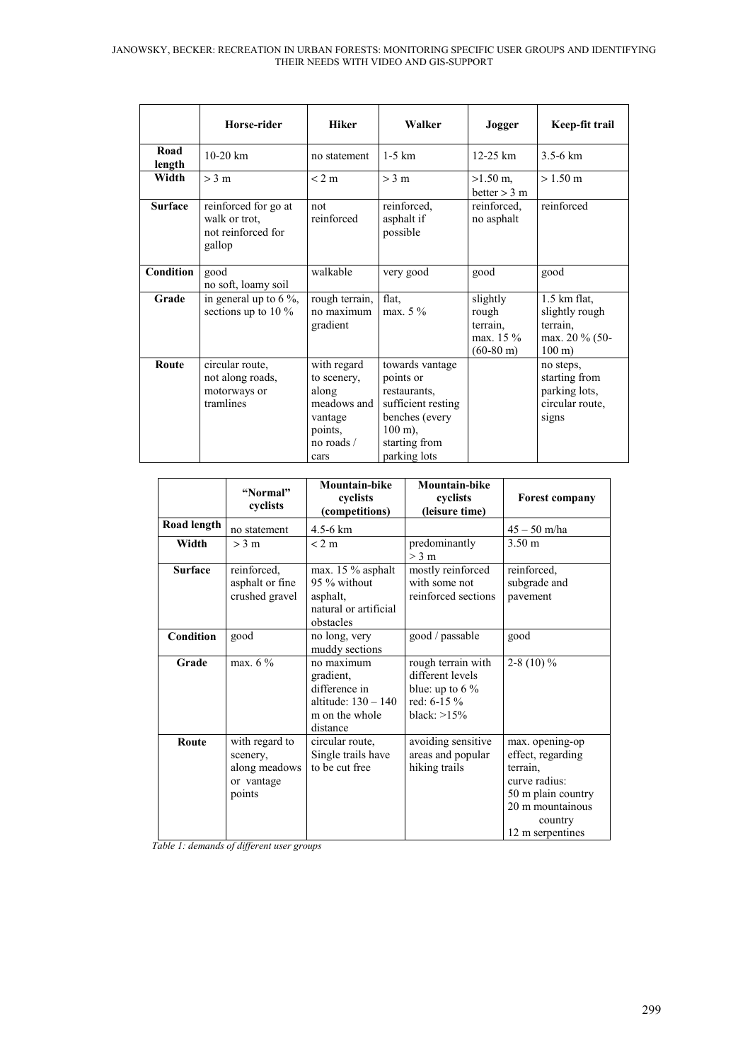| | Horse-rider | Hiker | Walker | Jogger | Keep-fit trail |
|---|---|---|---|---|---|
| **Road length** | 10-20 km | no statement | 1-5 km | 12-25 km | 3.5-6 km |
| **Width** | > 3 m | < 2 m | > 3 m | >1.50 m, better > 3 m | > 1.50 m |
| **Surface** | reinforced for go at walk or trot, not reinforced for gallop | not reinforced | reinforced, asphalt if possible | reinforced, no asphalt | reinforced |
| **Condition** | good no soft, loamy soil | walkable | very good | good | good |
| **Grade** | in general up to 6 %, sections up to 10 % | rough terrain, no maximum gradient | flat, max. 5 % | slightly rough terrain, max. 15 % (60-80 m) | 1.5 km flat, slightly rough terrain, max. 20 % (50-100 m) |
| **Route** | circular route, not along roads, motorways or tramlines | with regard to scenery, along meadows and vantage points, no roads / cars | towards vantage points or restaurants, sufficient resting benches (every 100 m), starting from parking lots | | no steps, starting from parking lots, circular route, signs |

| | "Normal" cyclists | Mountain-bike cyclists (competitions) | Mountain-bike cyclists (leisure time) | Forest company |
|---|---|---|---|---|
| **Road length** | no statement | 4.5-6 km | | 45 – 50 m/ha |
| **Width** | > 3 m | < 2 m | predominantly > 3 m | 3.50 m |
| **Surface** | reinforced, asphalt or fine crushed gravel | max. 15 % asphalt 95 % without asphalt, natural or artificial obstacles | mostly reinforced with some not reinforced sections | reinforced, subgrade and pavement |
| **Condition** | good | no long, very muddy sections | good / passable | good |
| **Grade** | max. 6 % | no maximum gradient, difference in altitude: 130 – 140 m on the whole distance | rough terrain with different levels blue: up to 6 % red: 6-15 % black: >15% | 2-8 (10) % |
| **Route** | with regard to scenery, along meadows or vantage points | circular route, Single trails have to be cut free | avoiding sensitive areas and popular hiking trails | max. opening-op effect, regarding terrain, curve radius: 50 m plain country 20 m mountainous country 12 m serpentines |

*Table 1: demands of different user groups*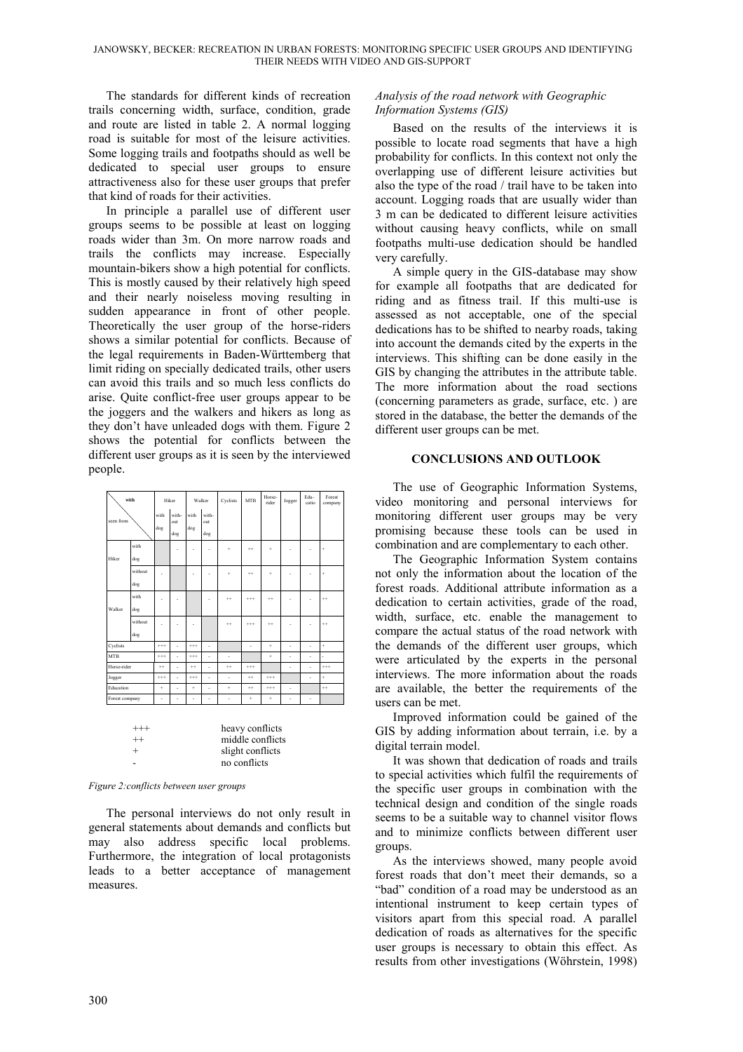The standards for different kinds of recreation trails concerning width, surface, condition, grade and route are listed in table 2. A normal logging road is suitable for most of the leisure activities. Some logging trails and footpaths should as well be dedicated to special user groups to ensure attractiveness also for these user groups that prefer that kind of roads for their activities.

In principle a parallel use of different user groups seems to be possible at least on logging roads wider than 3m. On more narrow roads and trails the conflicts may increase. Especially mountain-bikers show a high potential for conflicts. This is mostly caused by their relatively high speed and their nearly noiseless moving resulting in sudden appearance in front of other people. Theoretically the user group of the horse-riders shows a similar potential for conflicts. Because of the legal requirements in Baden-Württemberg that limit riding on specially dedicated trails, other users can avoid this trails and so much less conflicts do arise. Quite conflict-free user groups appear to be the joggers and the walkers and hikers as long as they don't have unleaded dogs with them. Figure 2 shows the potential for conflicts between the different user groups as it is seen by the interviewed people.

| seen from \ with | | Hiker with dog | Hiker without dog | Walker with dog | Walker without dog | Cyclists | MTB | Horse-rider | Jogger | Education | Forest company |
|---|---|---|---|---|---|---|---|---|---|---|---|
| Hiker | with dog | | - | - | - | + | ++ | + | - | - | + |
| | without dog | - | | - | - | + | ++ | + | - | - | + |
| Walker | with dog | - | - | | - | ++ | +++ | ++ | - | - | ++ |
| | without dog | - | - | - | | ++ | +++ | ++ | - | - | ++ |
| Cyclists | | +++ | - | +++ | - | | - | + | - | - | + |
| MTB | | +++ | - | +++ | - | - | | + | - | - | - |
| Horse-rider | | ++ | - | ++ | - | ++ | +++ | | - | - | +++ |
| Jogger | | +++ | - | +++ | - | - | ++ | +++ | | - | + |
| Education | | + | - | + | - | + | ++ | +++ | - | | ++ |
| Forest company | | - | - | - | - | - | + | + | - | - | |

| | |
|---|---|
| +++ | heavy conflicts |
| ++ | middle conflicts |
| + | slight conflicts |
| - | no conflicts |

*Figure 2:conflicts between user groups*

The personal interviews do not only result in general statements about demands and conflicts but may also address specific local problems. Furthermore, the integration of local protagonists leads to a better acceptance of management measures.

*Analysis of the road network with Geographic Information Systems (GIS)*

Based on the results of the interviews it is possible to locate road segments that have a high probability for conflicts. In this context not only the overlapping use of different leisure activities but also the type of the road / trail have to be taken into account. Logging roads that are usually wider than 3 m can be dedicated to different leisure activities without causing heavy conflicts, while on small footpaths multi-use dedication should be handled very carefully.

A simple query in the GIS-database may show for example all footpaths that are dedicated for riding and as fitness trail. If this multi-use is assessed as not acceptable, one of the special dedications has to be shifted to nearby roads, taking into account the demands cited by the experts in the interviews. This shifting can be done easily in the GIS by changing the attributes in the attribute table. The more information about the road sections (concerning parameters as grade, surface, etc. ) are stored in the database, the better the demands of the different user groups can be met.

## CONCLUSIONS AND OUTLOOK

The use of Geographic Information Systems, video monitoring and personal interviews for monitoring different user groups may be very promising because these tools can be used in combination and are complementary to each other.

The Geographic Information System contains not only the information about the location of the forest roads. Additional attribute information as a dedication to certain activities, grade of the road, width, surface, etc. enable the management to compare the actual status of the road network with the demands of the different user groups, which were articulated by the experts in the personal interviews. The more information about the roads are available, the better the requirements of the users can be met.

Improved information could be gained of the GIS by adding information about terrain, i.e. by a digital terrain model.

It was shown that dedication of roads and trails to special activities which fulfil the requirements of the specific user groups in combination with the technical design and condition of the single roads seems to be a suitable way to channel visitor flows and to minimize conflicts between different user groups.

As the interviews showed, many people avoid forest roads that don't meet their demands, so a "bad" condition of a road may be understood as an intentional instrument to keep certain types of visitors apart from this special road. A parallel dedication of roads as alternatives for the specific user groups is necessary to obtain this effect. As results from other investigations (Wöhrstein, 1998)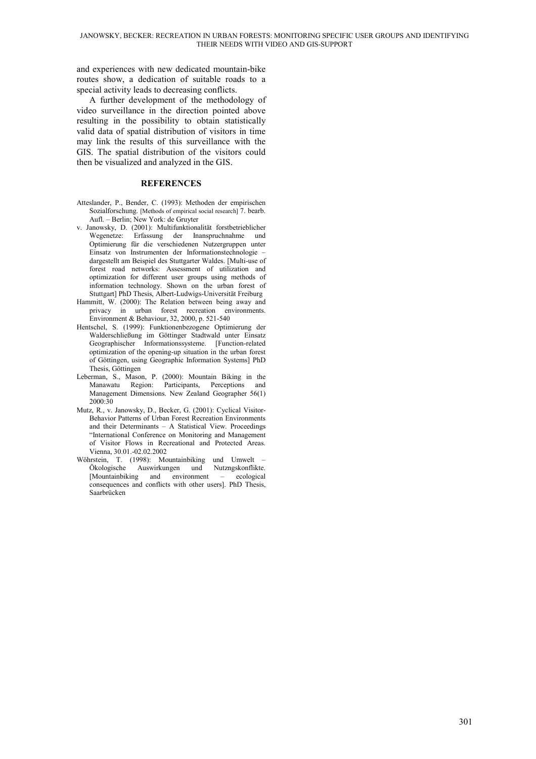and experiences with new dedicated mountain-bike routes show, a dedication of suitable roads to a special activity leads to decreasing conflicts.

A further development of the methodology of video surveillance in the direction pointed above resulting in the possibility to obtain statistically valid data of spatial distribution of visitors in time may link the results of this surveillance with the GIS. The spatial distribution of the visitors could then be visualized and analyzed in the GIS.

## REFERENCES

Atteslander, P., Bender, C. (1993): Methoden der empirischen Sozialforschung. [Methods of empirical social research] 7. bearb. Aufl. – Berlin; New York: de Gruyter

v. Janowsky, D. (2001): Multifunktionalität forstbetrieblicher Wegenetze: Erfassung der Inanspruchnahme und Optimierung für die verschiedenen Nutzergruppen unter Einsatz von Instrumenten der Informationstechnologie – dargestellt am Beispiel des Stuttgarter Waldes. [Multi-use of forest road networks: Assessment of utilization and optimization for different user groups using methods of information technology. Shown on the urban forest of Stuttgart] PhD Thesis, Albert-Ludwigs-Universität Freiburg

Hammitt, W. (2000): The Relation between being away and privacy in urban forest recreation environments. Environment & Behaviour, 32, 2000, p. 521-540

Hentschel, S. (1999): Funktionenbezogene Optimierung der Walderschließung im Göttinger Stadtwald unter Einsatz Geographischer Informationssysteme. [Function-related optimization of the opening-up situation in the urban forest of Göttingen, using Geographic Information Systems] PhD Thesis, Göttingen

Leberman, S., Mason, P. (2000): Mountain Biking in the Manawatu Region: Participants, Perceptions and Management Dimensions. New Zealand Geographer 56(1) 2000:30

Mutz, R., v. Janowsky, D., Becker, G. (2001): Cyclical Visitor-Behavior Patterns of Urban Forest Recreation Environments and their Determinants – A Statistical View. Proceedings "International Conference on Monitoring and Management of Visitor Flows in Recreational and Protected Areas. Vienna, 30.01.-02.02.2002

Wöhrstein, T. (1998): Mountainbiking und Umwelt – Ökologische Auswirkungen und Nutzngskonflikte. [Mountainbiking and environment – ecological consequences and conflicts with other users]. PhD Thesis, Saarbrücken